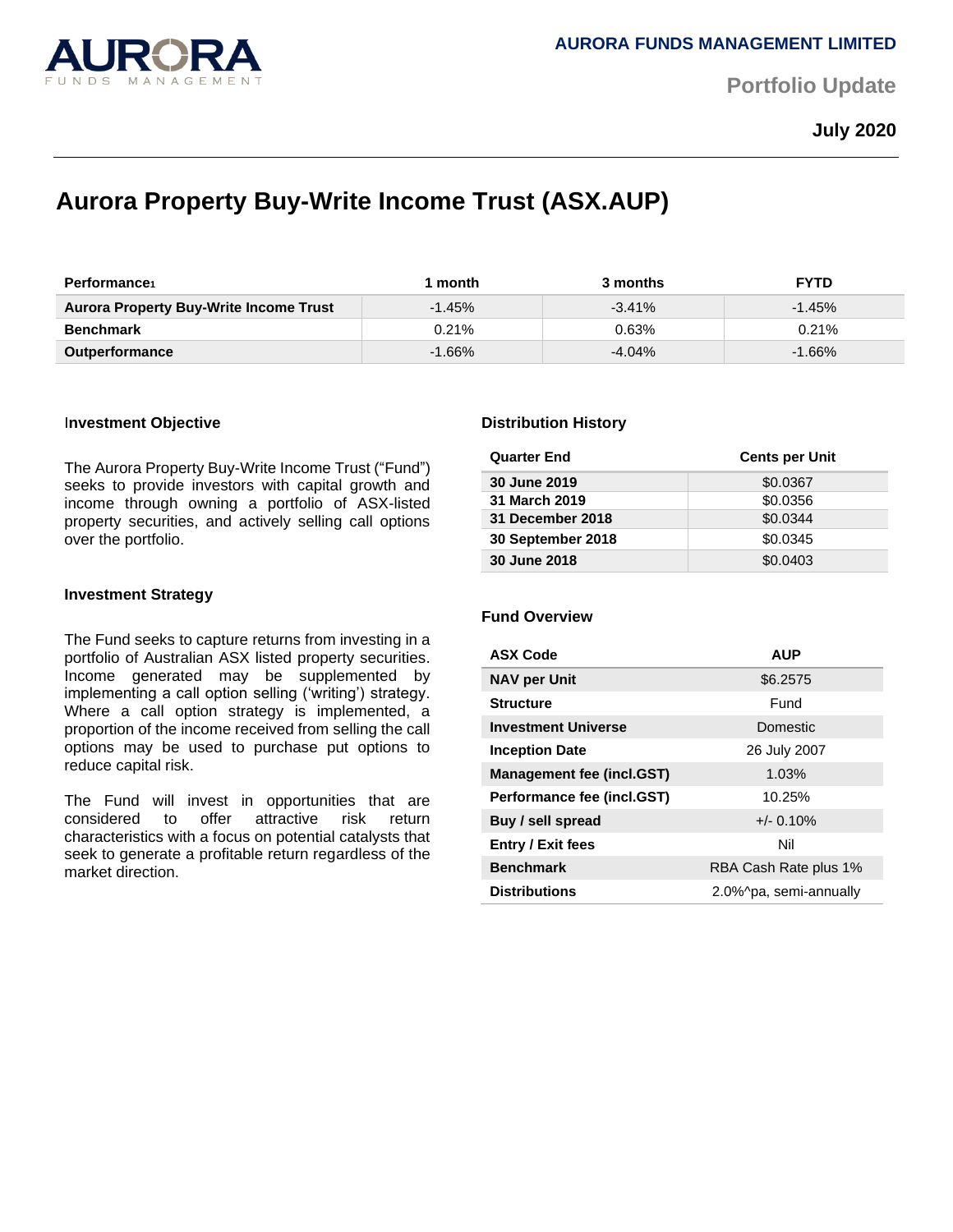AURORA FUNDS MANAGEMENT LIMITED

Portfolio Update

**July 2020**

# Aurora Property Buy-Write Income Trust (ASX.AUP)

| Performance[1] | 1 month | 3 months | FYTD |
|---|---|---|---|
| **Aurora Property Buy-Write Income Trust** | -1.45% | -3.41% | -1.45% |
| **Benchmark** | 0.21% | 0.63% | 0.21% |
| **Outperformance** | -1.66% | -4.04% | -1.66% |

### Investment Objective

The Aurora Property Buy-Write Income Trust ("Fund") seeks to provide investors with capital growth and income through owning a portfolio of ASX-listed property securities, and actively selling call options over the portfolio.

### Investment Strategy

The Fund seeks to capture returns from investing in a portfolio of Australian ASX listed property securities. Income generated may be supplemented by implementing a call option selling ('writing') strategy. Where a call option strategy is implemented, a proportion of the income received from selling the call options may be used to purchase put options to reduce capital risk.

The Fund will invest in opportunities that are considered to offer attractive risk return characteristics with a focus on potential catalysts that seek to generate a profitable return regardless of the market direction.

### Distribution History

| Quarter End | Cents per Unit |
|---|---|
| **30 June 2019** | $0.0367 |
| **31 March 2019** | $0.0356 |
| **31 December 2018** | $0.0344 |
| **30 September 2018** | $0.0345 |
| **30 June 2018** | $0.0403 |

### Fund Overview

| ASX Code | AUP |
|---|---|
| **NAV per Unit** | $6.2575 |
| **Structure** | Fund |
| **Investment Universe** | Domestic |
| **Inception Date** | 26 July 2007 |
| **Management fee (incl.GST)** | 1.03% |
| **Performance fee (incl.GST)** | 10.25% |
| **Buy / sell spread** | +/- 0.10% |
| **Entry / Exit fees** | Nil |
| **Benchmark** | RBA Cash Rate plus 1% |
| **Distributions** | 2.0%^pa, semi-annually |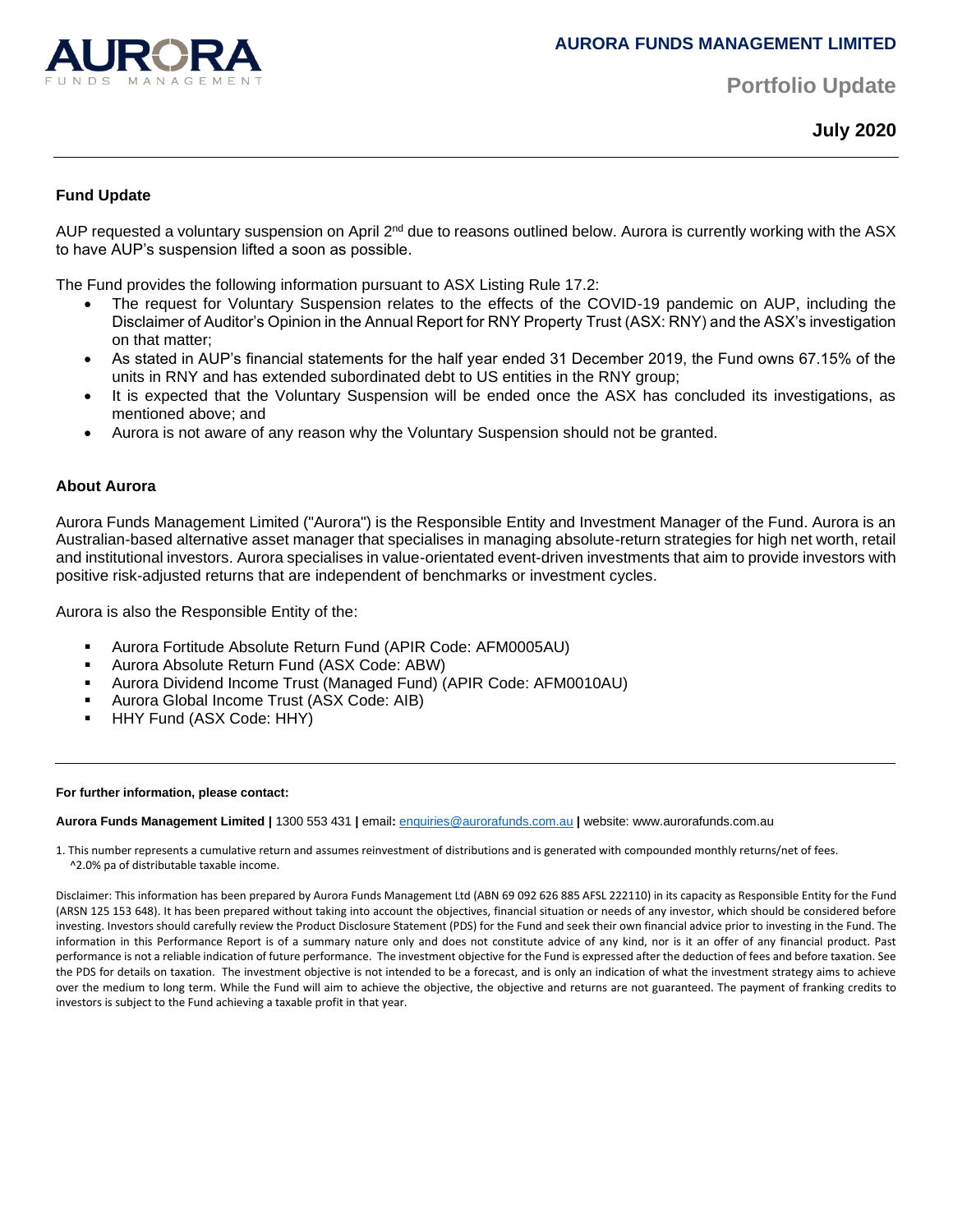**AURORA FUNDS MANAGEMENT LIMITED**

**Portfolio Update**

**July 2020**

### Fund Update

AUP requested a voluntary suspension on April 2nd due to reasons outlined below. Aurora is currently working with the ASX to have AUP's suspension lifted a soon as possible.

The Fund provides the following information pursuant to ASX Listing Rule 17.2:

- The request for Voluntary Suspension relates to the effects of the COVID-19 pandemic on AUP, including the Disclaimer of Auditor's Opinion in the Annual Report for RNY Property Trust (ASX: RNY) and the ASX's investigation on that matter;
- As stated in AUP's financial statements for the half year ended 31 December 2019, the Fund owns 67.15% of the units in RNY and has extended subordinated debt to US entities in the RNY group;
- It is expected that the Voluntary Suspension will be ended once the ASX has concluded its investigations, as mentioned above; and
- Aurora is not aware of any reason why the Voluntary Suspension should not be granted.

### About Aurora

Aurora Funds Management Limited ("Aurora") is the Responsible Entity and Investment Manager of the Fund. Aurora is an Australian-based alternative asset manager that specialises in managing absolute-return strategies for high net worth, retail and institutional investors. Aurora specialises in value-orientated event-driven investments that aim to provide investors with positive risk-adjusted returns that are independent of benchmarks or investment cycles.

Aurora is also the Responsible Entity of the:

- Aurora Fortitude Absolute Return Fund (APIR Code: AFM0005AU)
- Aurora Absolute Return Fund (ASX Code: ABW)
- Aurora Dividend Income Trust (Managed Fund) (APIR Code: AFM0010AU)
- Aurora Global Income Trust (ASX Code: AIB)
- HHY Fund (ASX Code: HHY)

---

**For further information, please contact:**

**Aurora Funds Management Limited |** 1300 553 431 **|** email**:** enquiries@aurorafunds.com.au **|** website: www.aurorafunds.com.au

1. This number represents a cumulative return and assumes reinvestment of distributions and is generated with compounded monthly returns/net of fees.
^2.0% pa of distributable taxable income.

Disclaimer: This information has been prepared by Aurora Funds Management Ltd (ABN 69 092 626 885 AFSL 222110) in its capacity as Responsible Entity for the Fund (ARSN 125 153 648). It has been prepared without taking into account the objectives, financial situation or needs of any investor, which should be considered before investing. Investors should carefully review the Product Disclosure Statement (PDS) for the Fund and seek their own financial advice prior to investing in the Fund. The information in this Performance Report is of a summary nature only and does not constitute advice of any kind, nor is it an offer of any financial product. Past performance is not a reliable indication of future performance. The investment objective for the Fund is expressed after the deduction of fees and before taxation. See the PDS for details on taxation. The investment objective is not intended to be a forecast, and is only an indication of what the investment strategy aims to achieve over the medium to long term. While the Fund will aim to achieve the objective, the objective and returns are not guaranteed. The payment of franking credits to investors is subject to the Fund achieving a taxable profit in that year.